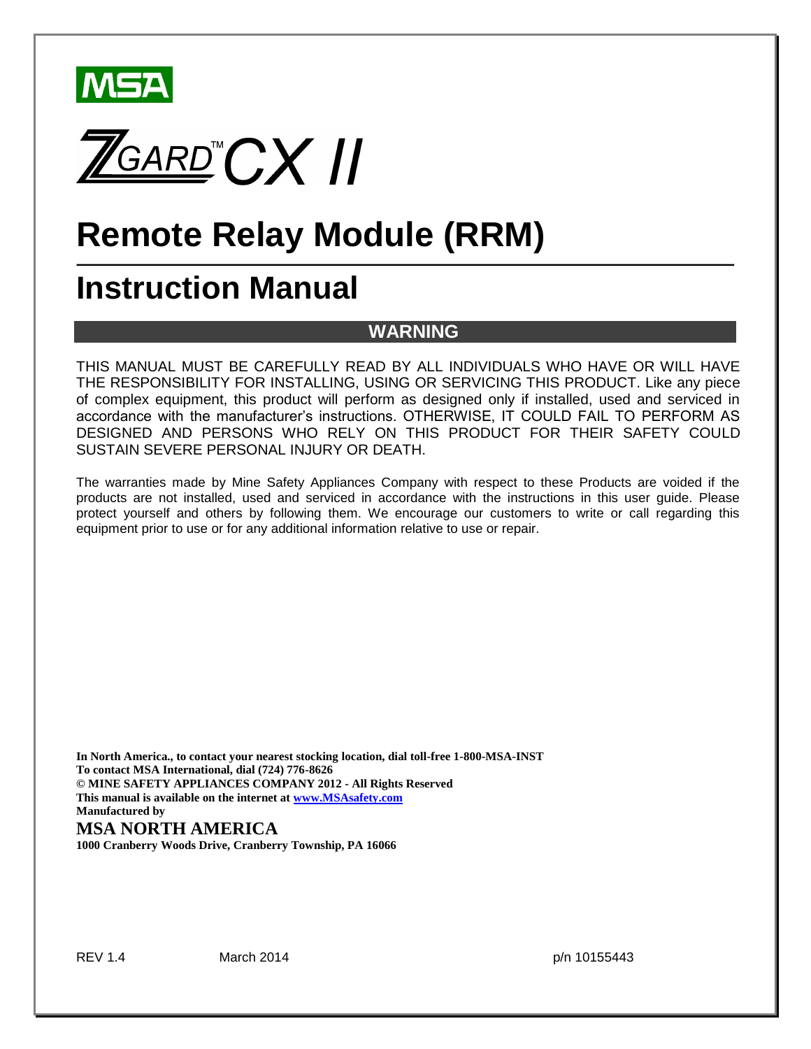MSA

ZGARD™ CX II

# Remote Relay Module (RRM)

# Instruction Manual

## WARNING

THIS MANUAL MUST BE CAREFULLY READ BY ALL INDIVIDUALS WHO HAVE OR WILL HAVE THE RESPONSIBILITY FOR INSTALLING, USING OR SERVICING THIS PRODUCT. Like any piece of complex equipment, this product will perform as designed only if installed, used and serviced in accordance with the manufacturer's instructions. OTHERWISE, IT COULD FAIL TO PERFORM AS DESIGNED AND PERSONS WHO RELY ON THIS PRODUCT FOR THEIR SAFETY COULD SUSTAIN SEVERE PERSONAL INJURY OR DEATH.

The warranties made by Mine Safety Appliances Company with respect to these Products are voided if the products are not installed, used and serviced in accordance with the instructions in this user guide. Please protect yourself and others by following them. We encourage our customers to write or call regarding this equipment prior to use or for any additional information relative to use or repair.

**In North America., to contact your nearest stocking location, dial toll-free 1-800-MSA-INST**
**To contact MSA International, dial (724) 776-8626**
**© MINE SAFETY APPLIANCES COMPANY 2012 - All Rights Reserved**
**This manual is available on the internet at www.MSAsafety.com**
**Manufactured by**

**MSA NORTH AMERICA**

**1000 Cranberry Woods Drive, Cranberry Township, PA 16066**

REV 1.4 March 2014 p/n 10155443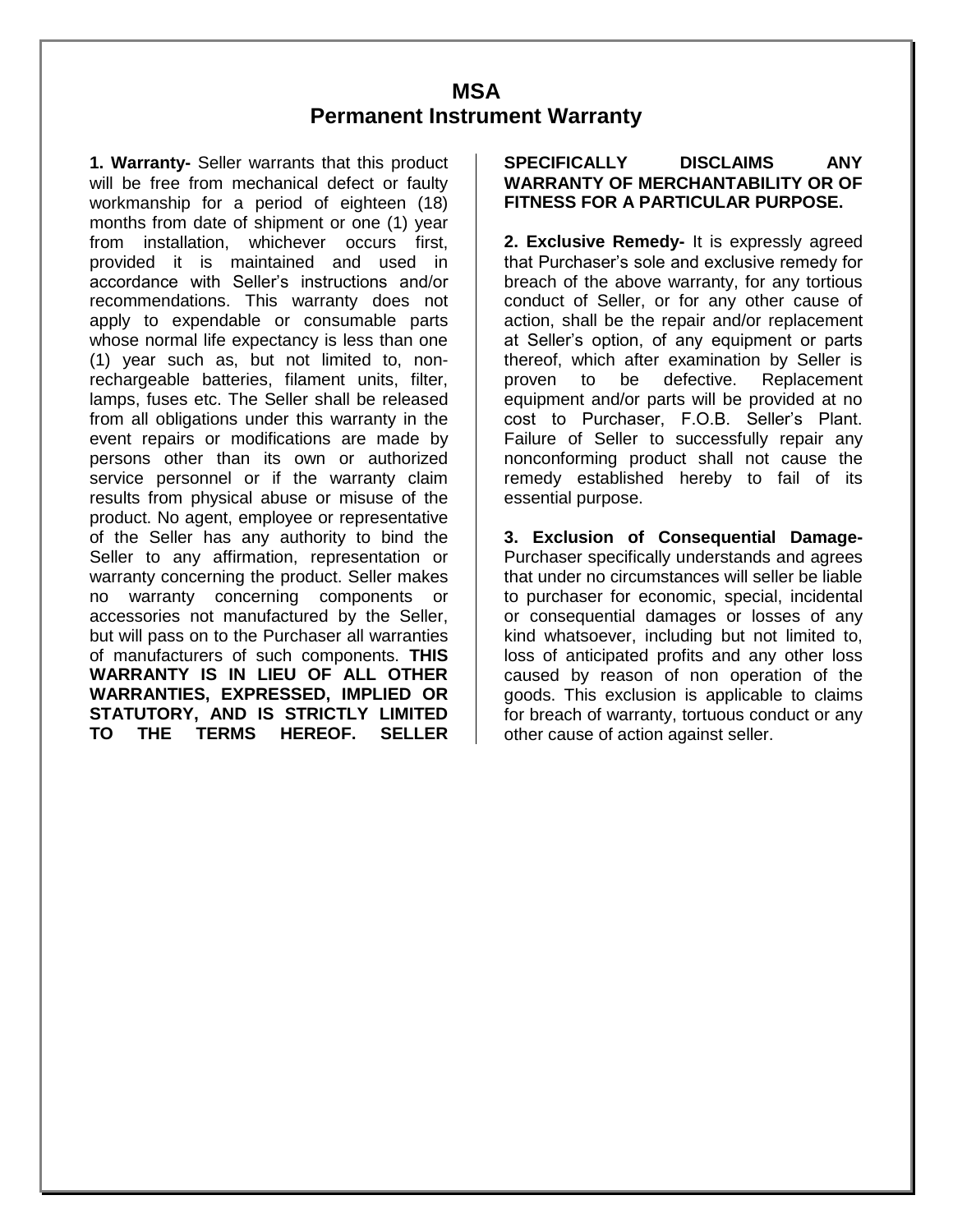# MSA
## Permanent Instrument Warranty

**1. Warranty-** Seller warrants that this product will be free from mechanical defect or faulty workmanship for a period of eighteen (18) months from date of shipment or one (1) year from installation, whichever occurs first, provided it is maintained and used in accordance with Seller's instructions and/or recommendations. This warranty does not apply to expendable or consumable parts whose normal life expectancy is less than one (1) year such as, but not limited to, non-rechargeable batteries, filament units, filter, lamps, fuses etc. The Seller shall be released from all obligations under this warranty in the event repairs or modifications are made by persons other than its own or authorized service personnel or if the warranty claim results from physical abuse or misuse of the product. No agent, employee or representative of the Seller has any authority to bind the Seller to any affirmation, representation or warranty concerning the product. Seller makes no warranty concerning components or accessories not manufactured by the Seller, but will pass on to the Purchaser all warranties of manufacturers of such components. **THIS WARRANTY IS IN LIEU OF ALL OTHER WARRANTIES, EXPRESSED, IMPLIED OR STATUTORY, AND IS STRICTLY LIMITED TO THE TERMS HEREOF. SELLER SPECIFICALLY DISCLAIMS ANY WARRANTY OF MERCHANTABILITY OR OF FITNESS FOR A PARTICULAR PURPOSE.**

**2. Exclusive Remedy-** It is expressly agreed that Purchaser's sole and exclusive remedy for breach of the above warranty, for any tortious conduct of Seller, or for any other cause of action, shall be the repair and/or replacement at Seller's option, of any equipment or parts thereof, which after examination by Seller is proven to be defective. Replacement equipment and/or parts will be provided at no cost to Purchaser, F.O.B. Seller's Plant. Failure of Seller to successfully repair any nonconforming product shall not cause the remedy established hereby to fail of its essential purpose.

**3. Exclusion of Consequential Damage-** Purchaser specifically understands and agrees that under no circumstances will seller be liable to purchaser for economic, special, incidental or consequential damages or losses of any kind whatsoever, including but not limited to, loss of anticipated profits and any other loss caused by reason of non operation of the goods. This exclusion is applicable to claims for breach of warranty, tortuous conduct or any other cause of action against seller.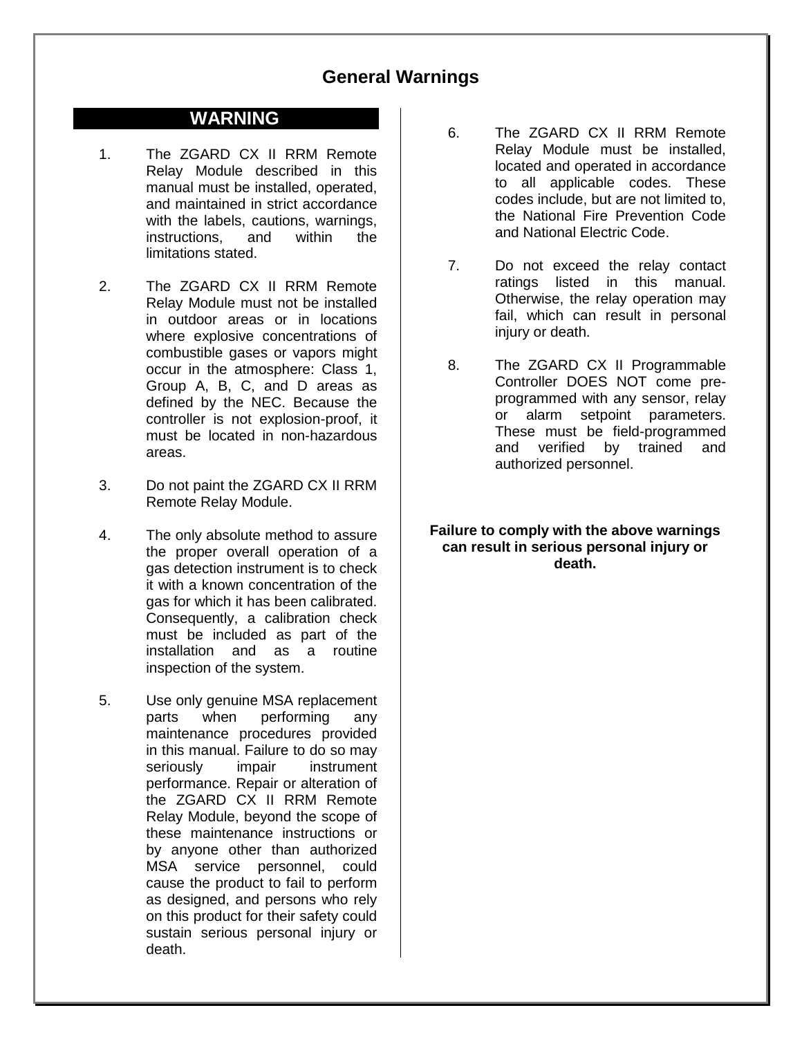# General Warnings

## WARNING

1. The ZGARD CX II RRM Remote Relay Module described in this manual must be installed, operated, and maintained in strict accordance with the labels, cautions, warnings, instructions, and within the limitations stated.

2. The ZGARD CX II RRM Remote Relay Module must not be installed in outdoor areas or in locations where explosive concentrations of combustible gases or vapors might occur in the atmosphere: Class 1, Group A, B, C, and D areas as defined by the NEC. Because the controller is not explosion-proof, it must be located in non-hazardous areas.

3. Do not paint the ZGARD CX II RRM Remote Relay Module.

4. The only absolute method to assure the proper overall operation of a gas detection instrument is to check it with a known concentration of the gas for which it has been calibrated. Consequently, a calibration check must be included as part of the installation and as a routine inspection of the system.

5. Use only genuine MSA replacement parts when performing any maintenance procedures provided in this manual. Failure to do so may seriously impair instrument performance. Repair or alteration of the ZGARD CX II RRM Remote Relay Module, beyond the scope of these maintenance instructions or by anyone other than authorized MSA service personnel, could cause the product to fail to perform as designed, and persons who rely on this product for their safety could sustain serious personal injury or death.

6. The ZGARD CX II RRM Remote Relay Module must be installed, located and operated in accordance to all applicable codes. These codes include, but are not limited to, the National Fire Prevention Code and National Electric Code.

7. Do not exceed the relay contact ratings listed in this manual. Otherwise, the relay operation may fail, which can result in personal injury or death.

8. The ZGARD CX II Programmable Controller DOES NOT come pre-programmed with any sensor, relay or alarm setpoint parameters. These must be field-programmed and verified by trained and authorized personnel.

**Failure to comply with the above warnings can result in serious personal injury or death.**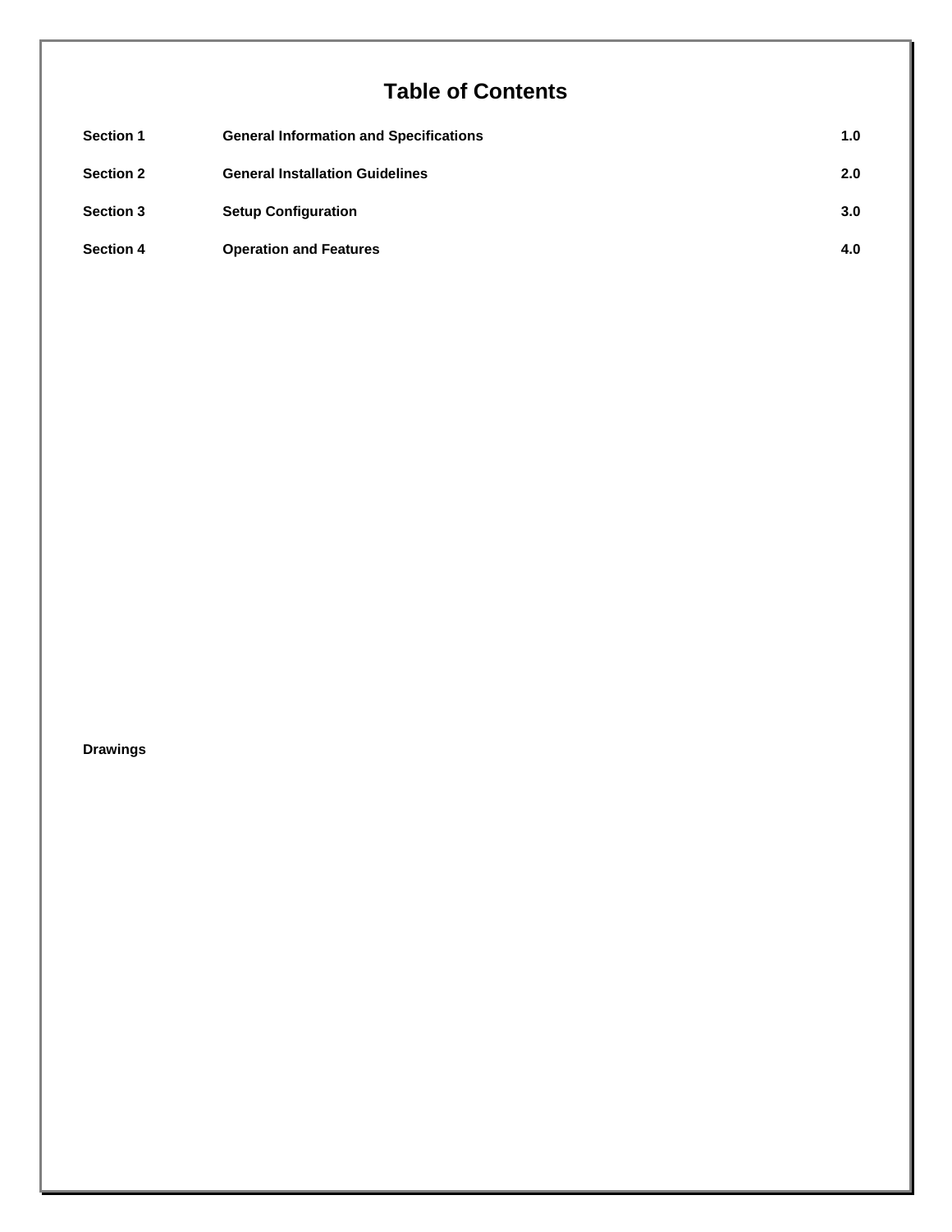# Table of Contents

| | | |
|---|---|---|
| **Section 1** | **General Information and Specifications** | **1.0** |
| **Section 2** | **General Installation Guidelines** | **2.0** |
| **Section 3** | **Setup Configuration** | **3.0** |
| **Section 4** | **Operation and Features** | **4.0** |

**Drawings**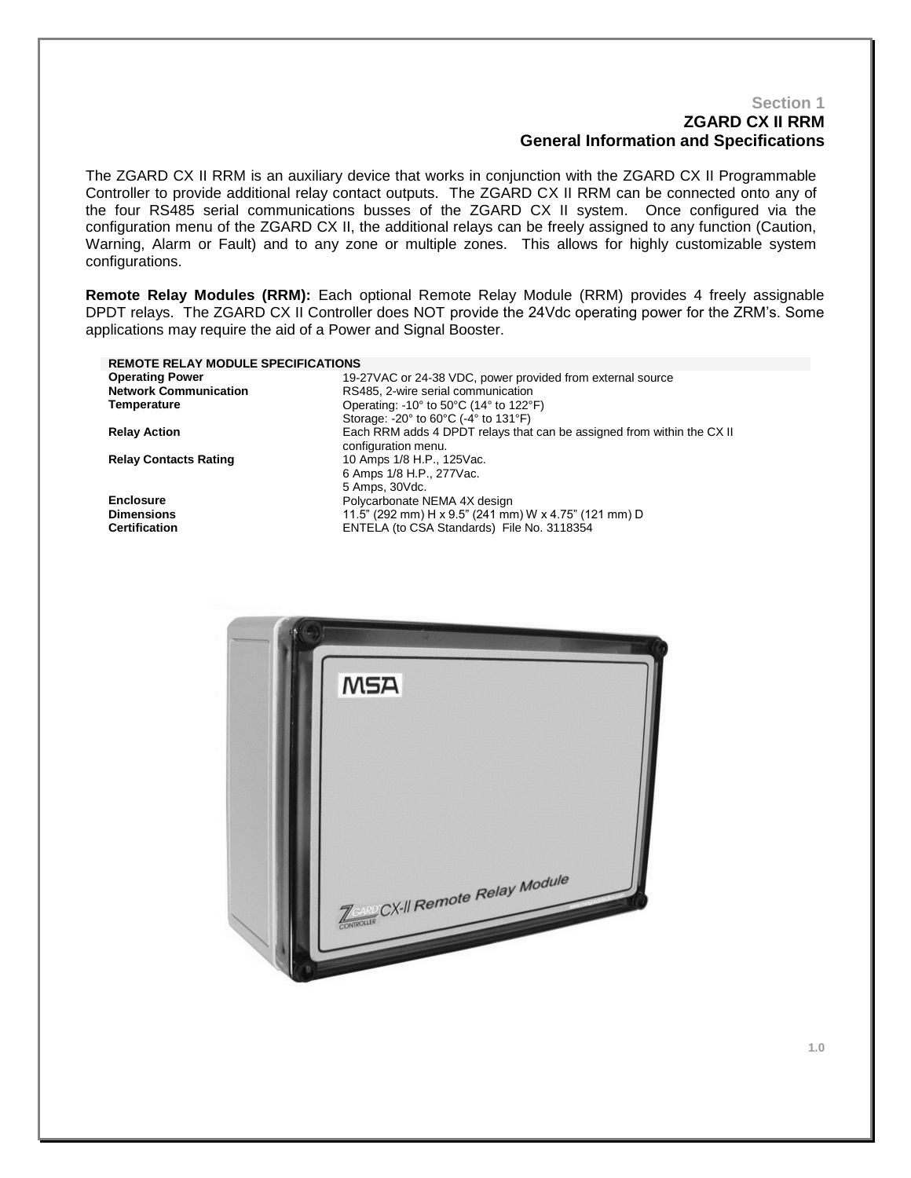## Section 1
## ZGARD CX II RRM
## General Information and Specifications

The ZGARD CX II RRM is an auxiliary device that works in conjunction with the ZGARD CX II Programmable Controller to provide additional relay contact outputs. The ZGARD CX II RRM can be connected onto any of the four RS485 serial communications busses of the ZGARD CX II system. Once configured via the configuration menu of the ZGARD CX II, the additional relays can be freely assigned to any function (Caution, Warning, Alarm or Fault) and to any zone or multiple zones. This allows for highly customizable system configurations.

**Remote Relay Modules (RRM):** Each optional Remote Relay Module (RRM) provides 4 freely assignable DPDT relays. The ZGARD CX II Controller does NOT provide the 24Vdc operating power for the ZRM's. Some applications may require the aid of a Power and Signal Booster.

| REMOTE RELAY MODULE SPECIFICATIONS | |
|---|---|
| **Operating Power** | 19-27VAC or 24-38 VDC, power provided from external source |
| **Network Communication** | RS485, 2-wire serial communication |
| **Temperature** | Operating: -10° to 50°C (14° to 122°F)<br>Storage: -20° to 60°C (-4° to 131°F) |
| **Relay Action** | Each RRM adds 4 DPDT relays that can be assigned from within the CX II configuration menu. |
| **Relay Contacts Rating** | 10 Amps 1/8 H.P., 125Vac.<br>6 Amps 1/8 H.P., 277Vac.<br>5 Amps, 30Vdc. |
| **Enclosure** | Polycarbonate NEMA 4X design |
| **Dimensions** | 11.5" (292 mm) H x 9.5" (241 mm) W x 4.75" (121 mm) D |
| **Certification** | ENTELA (to CSA Standards) File No. 3118354 |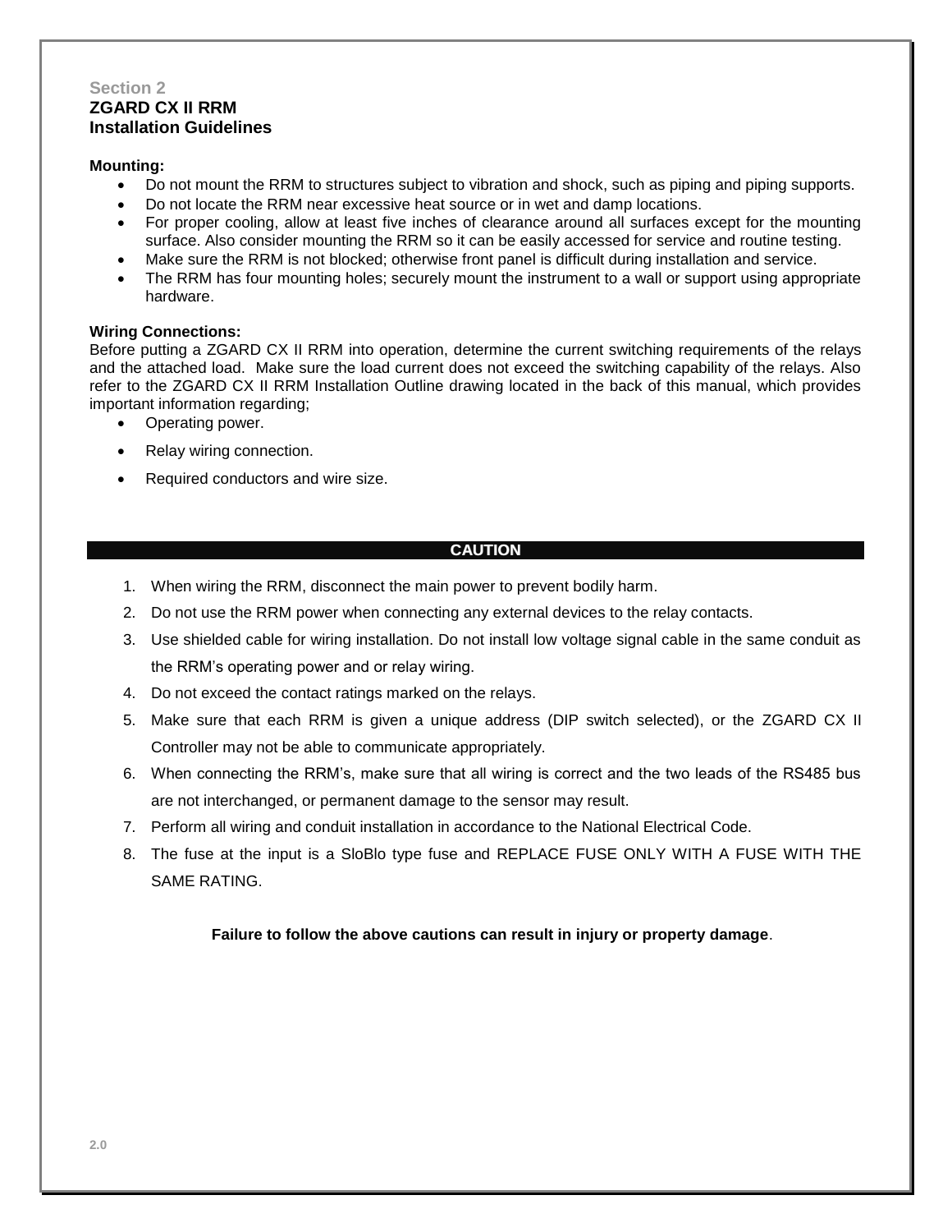## Section 2
## ZGARD CX II RRM
## Installation Guidelines

**Mounting:**

- Do not mount the RRM to structures subject to vibration and shock, such as piping and piping supports.
- Do not locate the RRM near excessive heat source or in wet and damp locations.
- For proper cooling, allow at least five inches of clearance around all surfaces except for the mounting surface. Also consider mounting the RRM so it can be easily accessed for service and routine testing.
- Make sure the RRM is not blocked; otherwise front panel is difficult during installation and service.
- The RRM has four mounting holes; securely mount the instrument to a wall or support using appropriate hardware.

**Wiring Connections:**

Before putting a ZGARD CX II RRM into operation, determine the current switching requirements of the relays and the attached load. Make sure the load current does not exceed the switching capability of the relays. Also refer to the ZGARD CX II RRM Installation Outline drawing located in the back of this manual, which provides important information regarding;

- Operating power.
- Relay wiring connection.
- Required conductors and wire size.

**CAUTION**

1. When wiring the RRM, disconnect the main power to prevent bodily harm.
2. Do not use the RRM power when connecting any external devices to the relay contacts.
3. Use shielded cable for wiring installation. Do not install low voltage signal cable in the same conduit as the RRM's operating power and or relay wiring.
4. Do not exceed the contact ratings marked on the relays.
5. Make sure that each RRM is given a unique address (DIP switch selected), or the ZGARD CX II Controller may not be able to communicate appropriately.
6. When connecting the RRM's, make sure that all wiring is correct and the two leads of the RS485 bus are not interchanged, or permanent damage to the sensor may result.
7. Perform all wiring and conduit installation in accordance to the National Electrical Code.
8. The fuse at the input is a SloBlo type fuse and REPLACE FUSE ONLY WITH A FUSE WITH THE SAME RATING.

**Failure to follow the above cautions can result in injury or property damage**.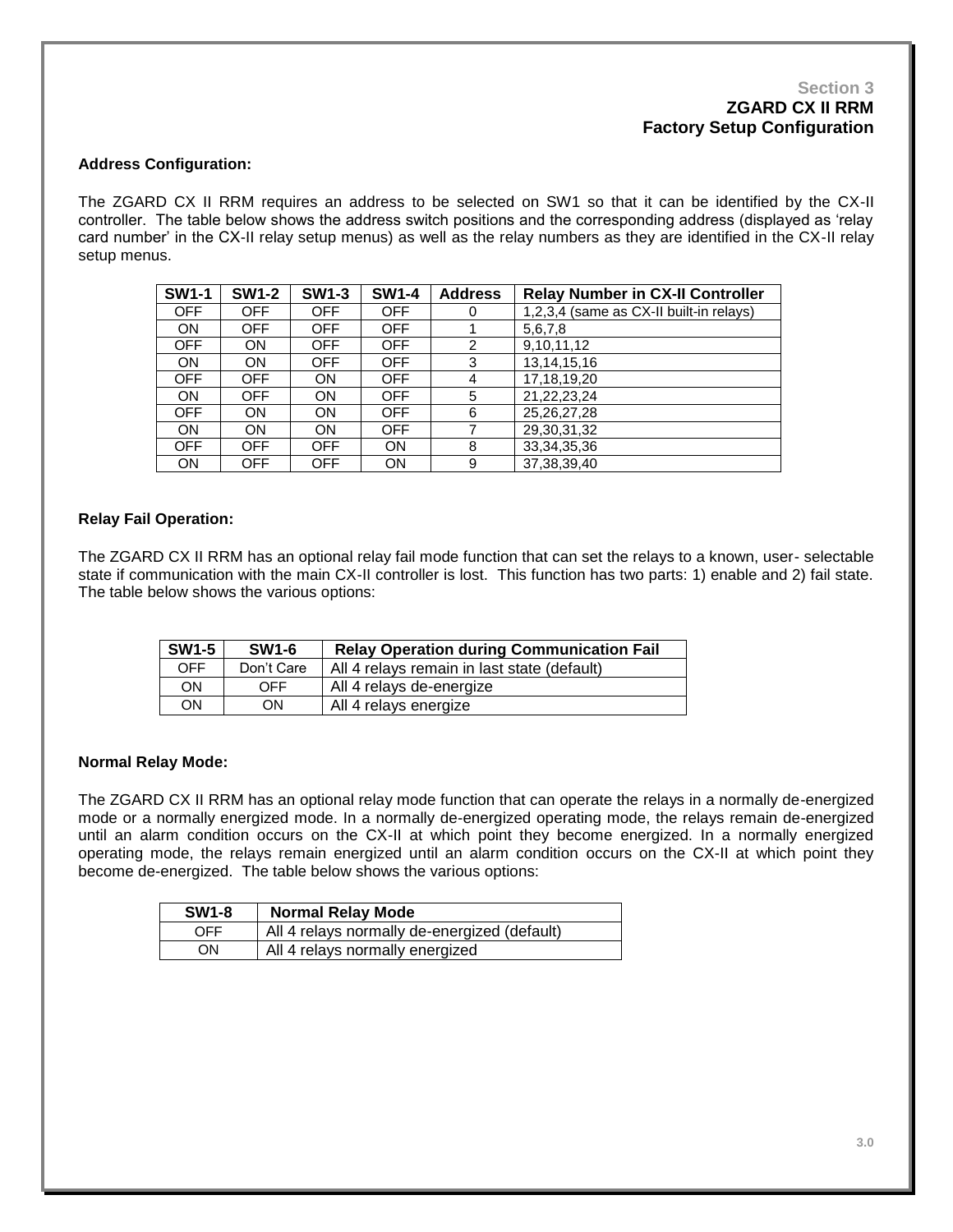**Section 3**
**ZGARD CX II RRM**
**Factory Setup Configuration**

**Address Configuration:**

The ZGARD CX II RRM requires an address to be selected on SW1 so that it can be identified by the CX-II controller. The table below shows the address switch positions and the corresponding address (displayed as 'relay card number' in the CX-II relay setup menus) as well as the relay numbers as they are identified in the CX-II relay setup menus.

| SW1-1 | SW1-2 | SW1-3 | SW1-4 | Address | Relay Number in CX-II Controller |
|---|---|---|---|---|---|
| OFF | OFF | OFF | OFF | 0 | 1,2,3,4 (same as CX-II built-in relays) |
| ON | OFF | OFF | OFF | 1 | 5,6,7,8 |
| OFF | ON | OFF | OFF | 2 | 9,10,11,12 |
| ON | ON | OFF | OFF | 3 | 13,14,15,16 |
| OFF | OFF | ON | OFF | 4 | 17,18,19,20 |
| ON | OFF | ON | OFF | 5 | 21,22,23,24 |
| OFF | ON | ON | OFF | 6 | 25,26,27,28 |
| ON | ON | ON | OFF | 7 | 29,30,31,32 |
| OFF | OFF | OFF | ON | 8 | 33,34,35,36 |
| ON | OFF | OFF | ON | 9 | 37,38,39,40 |

**Relay Fail Operation:**

The ZGARD CX II RRM has an optional relay fail mode function that can set the relays to a known, user- selectable state if communication with the main CX-II controller is lost. This function has two parts: 1) enable and 2) fail state. The table below shows the various options:

| SW1-5 | SW1-6 | Relay Operation during Communication Fail |
|---|---|---|
| OFF | Don't Care | All 4 relays remain in last state (default) |
| ON | OFF | All 4 relays de-energize |
| ON | ON | All 4 relays energize |

**Normal Relay Mode:**

The ZGARD CX II RRM has an optional relay mode function that can operate the relays in a normally de-energized mode or a normally energized mode. In a normally de-energized operating mode, the relays remain de-energized until an alarm condition occurs on the CX-II at which point they become energized. In a normally energized operating mode, the relays remain energized until an alarm condition occurs on the CX-II at which point they become de-energized. The table below shows the various options:

| SW1-8 | Normal Relay Mode |
|---|---|
| OFF | All 4 relays normally de-energized (default) |
| ON | All 4 relays normally energized |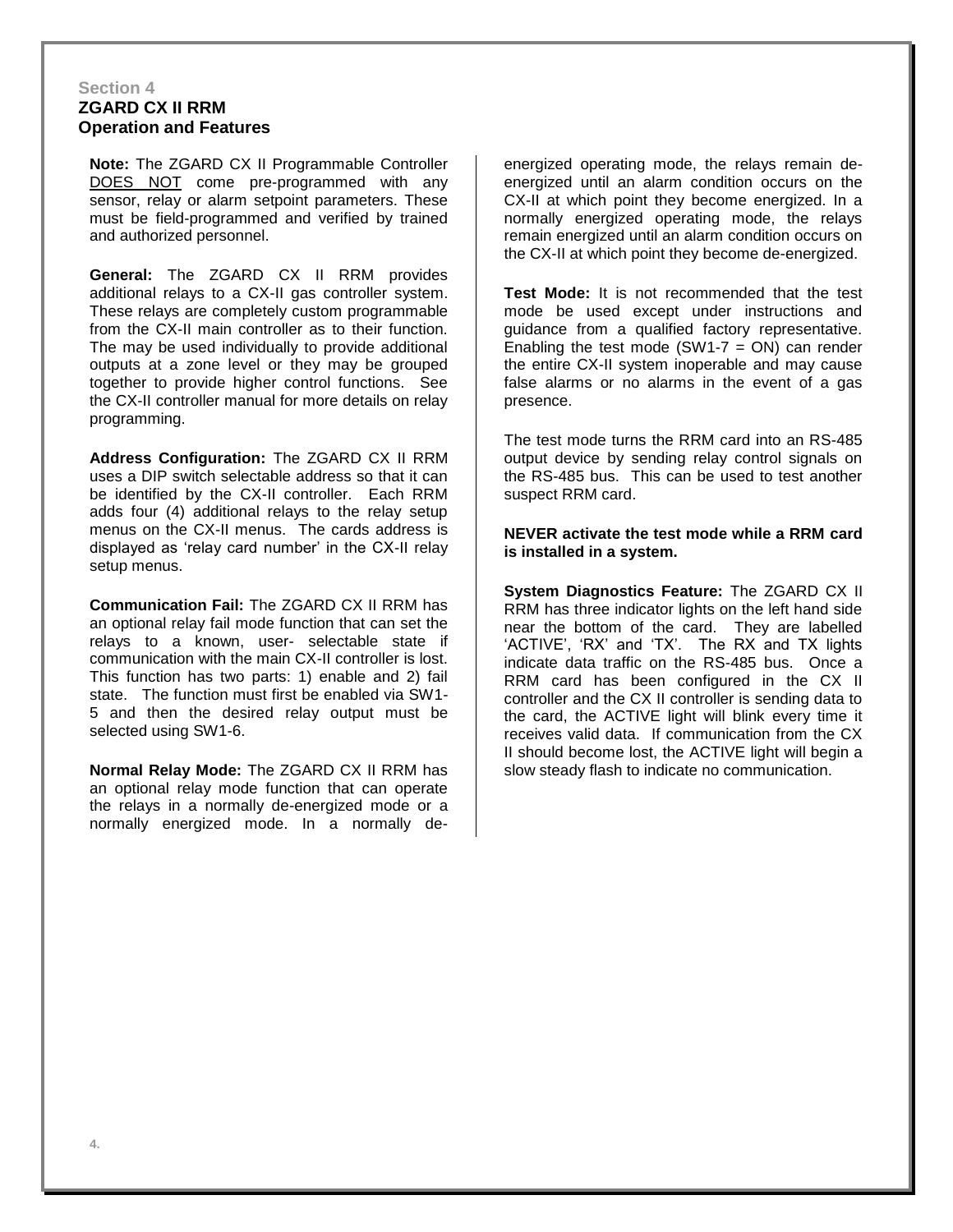## Section 4

## ZGARD CX II RRM Operation and Features

**Note:** The ZGARD CX II Programmable Controller DOES NOT come pre-programmed with any sensor, relay or alarm setpoint parameters. These must be field-programmed and verified by trained and authorized personnel.

**General:** The ZGARD CX II RRM provides additional relays to a CX-II gas controller system. These relays are completely custom programmable from the CX-II main controller as to their function. The may be used individually to provide additional outputs at a zone level or they may be grouped together to provide higher control functions. See the CX-II controller manual for more details on relay programming.

**Address Configuration:** The ZGARD CX II RRM uses a DIP switch selectable address so that it can be identified by the CX-II controller. Each RRM adds four (4) additional relays to the relay setup menus on the CX-II menus. The cards address is displayed as 'relay card number' in the CX-II relay setup menus.

**Communication Fail:** The ZGARD CX II RRM has an optional relay fail mode function that can set the relays to a known, user- selectable state if communication with the main CX-II controller is lost. This function has two parts: 1) enable and 2) fail state. The function must first be enabled via SW1-5 and then the desired relay output must be selected using SW1-6.

**Normal Relay Mode:** The ZGARD CX II RRM has an optional relay mode function that can operate the relays in a normally de-energized mode or a normally energized mode. In a normally de-energized operating mode, the relays remain de-energized until an alarm condition occurs on the CX-II at which point they become energized. In a normally energized operating mode, the relays remain energized until an alarm condition occurs on the CX-II at which point they become de-energized.

**Test Mode:** It is not recommended that the test mode be used except under instructions and guidance from a qualified factory representative. Enabling the test mode (SW1-7 = ON) can render the entire CX-II system inoperable and may cause false alarms or no alarms in the event of a gas presence.

The test mode turns the RRM card into an RS-485 output device by sending relay control signals on the RS-485 bus. This can be used to test another suspect RRM card.

**NEVER activate the test mode while a RRM card is installed in a system.**

**System Diagnostics Feature:** The ZGARD CX II RRM has three indicator lights on the left hand side near the bottom of the card. They are labelled 'ACTIVE', 'RX' and 'TX'. The RX and TX lights indicate data traffic on the RS-485 bus. Once a RRM card has been configured in the CX II controller and the CX II controller is sending data to the card, the ACTIVE light will blink every time it receives valid data. If communication from the CX II should become lost, the ACTIVE light will begin a slow steady flash to indicate no communication.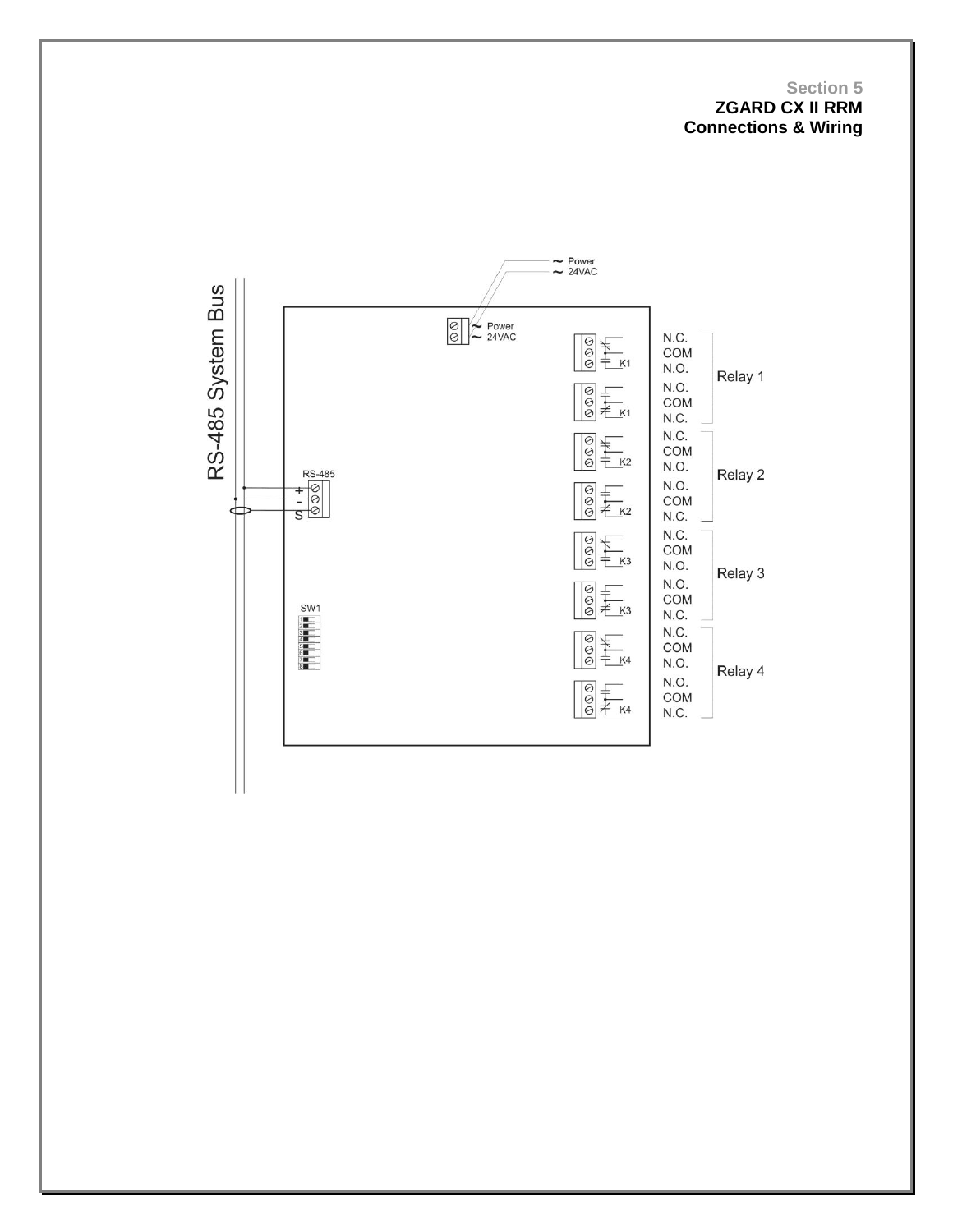**Section 5**
**ZGARD CX II RRM**
**Connections & Wiring**

~ Power
~ 24VAC

RS-485 System Bus

Power
24VAC

RS-485
+
-
S

SW1

K1
K1
K2
K2
K3
K3
K4
K4

N.C.
COM
N.O.
N.O.
COM
N.C.
Relay 1

N.C.
COM
N.O.
N.O.
COM
N.C.
Relay 2

N.C.
COM
N.O.
N.O.
COM
N.C.
Relay 3

N.C.
COM
N.O.
N.O.
COM
N.C.
Relay 4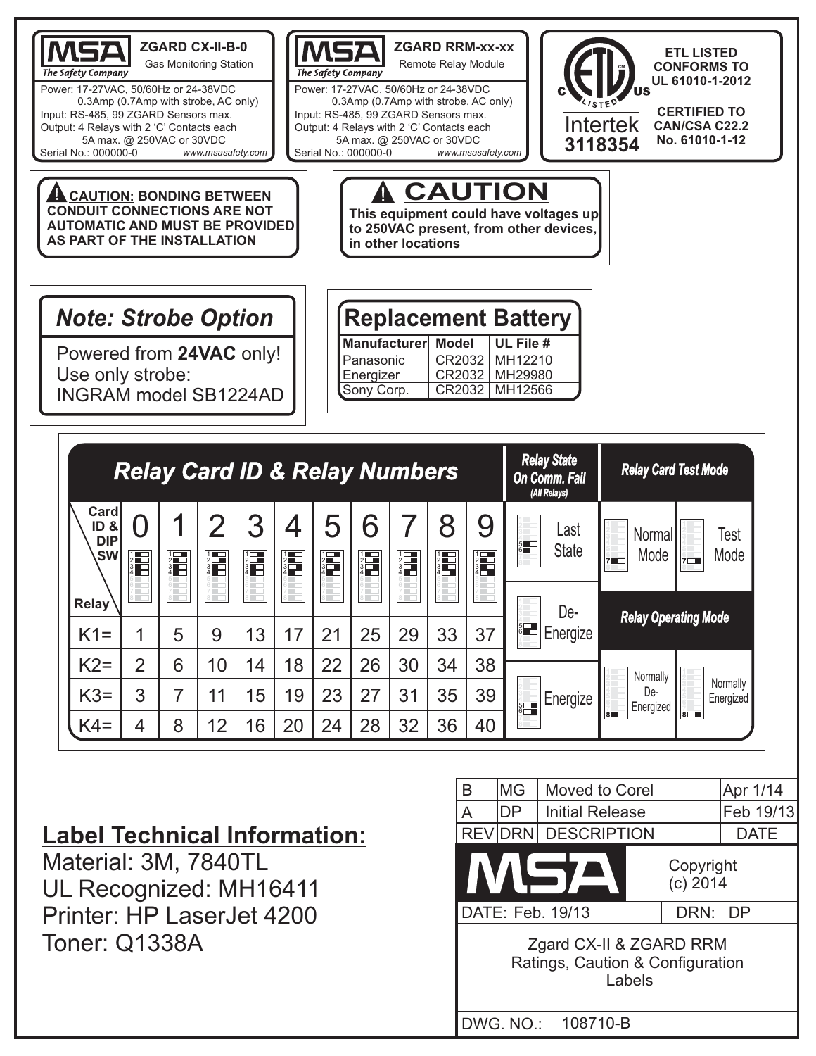**MSA** *The Safety Company*

**ZGARD CX-II-B-0**
Gas Monitoring Station

Power: 17-27VAC, 50/60Hz or 24-38VDC
0.3Amp (0.7Amp with strobe, AC only)
Input: RS-485, 99 ZGARD Sensors max.
Output: 4 Relays with 2 'C' Contacts each
5A max. @ 250VAC or 30VDC
Serial No.: 000000-0 www.msasafety.com

**MSA** *The Safety Company*

**ZGARD RRM-xx-xx**
Remote Relay Module

Power: 17-27VAC, 50/60Hz or 24-38VDC
0.3Amp (0.7Amp with strobe, AC only)
Input: RS-485, 99 ZGARD Sensors max.
Output: 4 Relays with 2 'C' Contacts each
5A max. @ 250VAC or 30VDC
Serial No.: 000000-0 www.msasafety.com

C ETL LISTED US
Intertek
3118354

**ETL LISTED CONFORMS TO UL 61010-1-2012**

**CERTIFIED TO CAN/CSA C22.2 No. 61010-1-12**

**CAUTION: BONDING BETWEEN CONDUIT CONNECTIONS ARE NOT AUTOMATIC AND MUST BE PROVIDED AS PART OF THE INSTALLATION**

**CAUTION**
**This equipment could have voltages up to 250VAC present, from other devices, in other locations**

## *Note: Strobe Option*

Powered from **24VAC** only!
Use only strobe:
INGRAM model SB1224AD

## Replacement Battery

| Manufacturer | Model | UL File # |
|---|---|---|
| Panasonic | CR2032 | MH12210 |
| Energizer | CR2032 | MH29980 |
| Sony Corp. | CR2032 | MH12566 |

## *Relay Card ID & Relay Numbers*

| Card ID & DIP SW / Relay | 0 | 1 | 2 | 3 | 4 | 5 | 6 | 7 | 8 | 9 |
|---|---|---|---|---|---|---|---|---|---|---|
| K1= | 1 | 5 | 9 | 13 | 17 | 21 | 25 | 29 | 33 | 37 |
| K2= | 2 | 6 | 10 | 14 | 18 | 22 | 26 | 30 | 34 | 38 |
| K3= | 3 | 7 | 11 | 15 | 19 | 23 | 27 | 31 | 35 | 39 |
| K4= | 4 | 8 | 12 | 16 | 20 | 24 | 28 | 32 | 36 | 40 |

***Relay State On Comm. Fail*** *(All Relays)*
- Last State
- De-Energize
- Energize

***Relay Card Test Mode***
- Normal Mode
- Test Mode

***Relay Operating Mode***
- Normally De-Energized
- Normally Energized

| REV | DRN | DESCRIPTION | DATE |
|---|---|---|---|
| B | MG | Moved to Corel | Apr 1/14 |
| A | DP | Initial Release | Feb 19/13 |

**MSA** Copyright (c) 2014

DATE: Feb. 19/13 DRN: DP

Zgard CX-II & ZGARD RRM
Ratings, Caution & Configuration Labels

DWG. NO.: 108710-B

## Label Technical Information:

Material: 3M, 7840TL
UL Recognized: MH16411
Printer: HP LaserJet 4200
Toner: Q1338A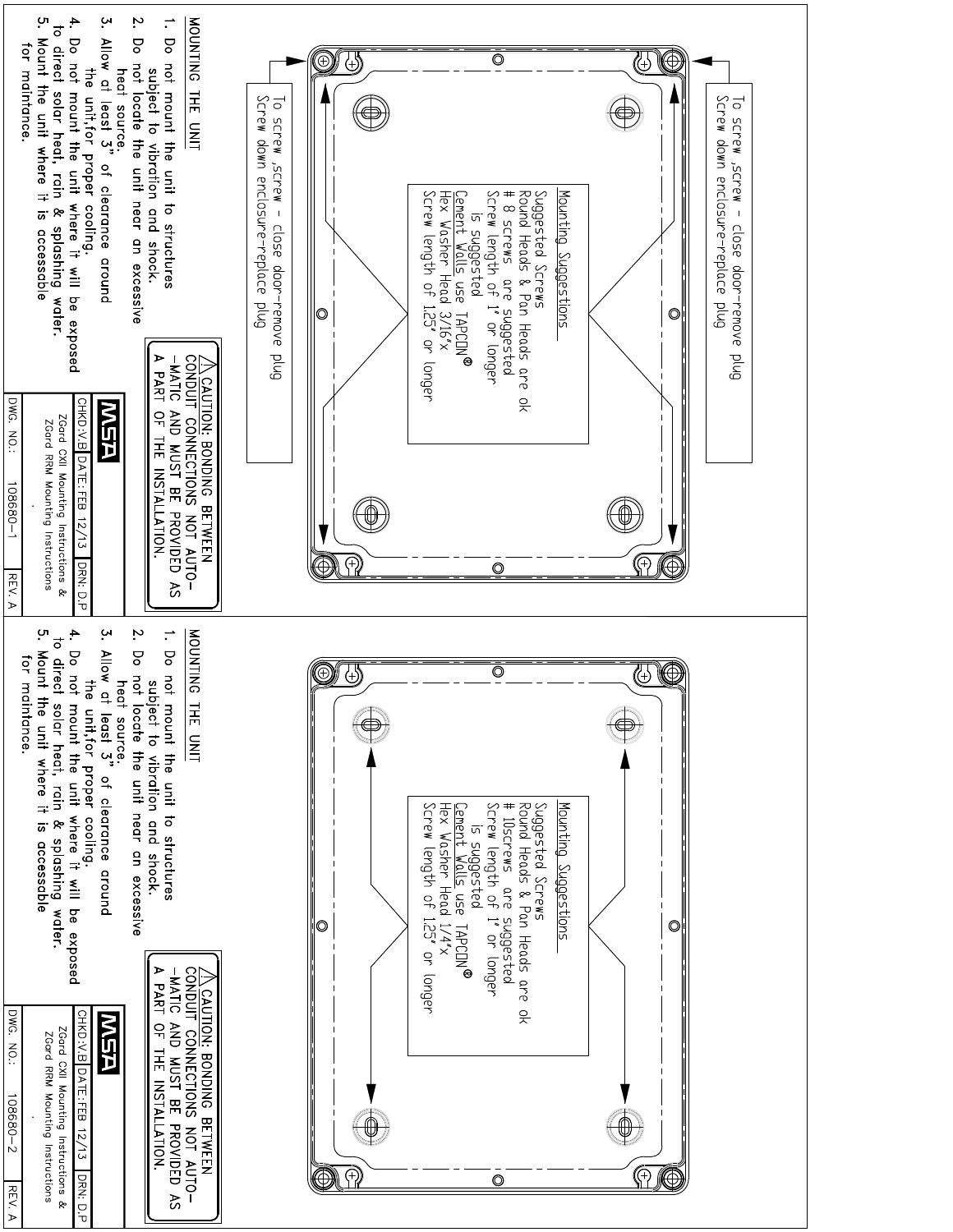## Drawing 108680-1

To screw, screw - close door-remove plug
Screw down enclosure-replace plug

To screw, screw - close door-remove plug
Screw down enclosure-replace plug

**Mounting Suggestions**

Suggested Screws
Round Heads & Pan Heads are ok
# 8 screws are suggested
Screw length of 1" or longer
is suggested
Cement Walls use TAPCON®
Hex Washer Head 3/16"x
Screw length of 1.25" or longer

### MOUNTING THE UNIT

1. Do not mount the unit to structures subject to vibration and shock.
2. Do not locate the unit near an excessive heat source.
3. Allow at least 3" of clearance around the unit, for proper cooling.
4. Do not mount the unit where it will be exposed to direct solar heat, rain & splashing water.
5. Mount the unit where it is accessable for maintance.

⚠ CAUTION: BONDING BETWEEN CONDUIT CONNECTIONS NOT AUTOMATIC AND MUST BE PROVIDED AS A PART OF THE INSTALLATION.

MSA

| CHKD: V.B | DATE: FEB 12/13 | DRN: D.P |
|---|---|---|
| ZGard CXII Mounting Instructions & ZGard RRM Mounting Instructions | | |
| DWG. NO.: | 108680-1 | REV. A |

## Drawing 108680-2

**Mounting Suggestions**

Suggested Screws
Round Heads & Pan Heads are ok
# 10screws are suggested
Screw length of 1" or longer
is suggested
Cement Walls use TAPCON®
Hex Washer Head 1/4"x
Screw length of 1.25" or longer

### MOUNTING THE UNIT

1. Do not mount the unit to structures subject to vibration and shock.
2. Do not locate the unit near an excessive heat source.
3. Allow at least 3" of clearance around the unit, for proper cooling.
4. Do not mount the unit where it will be exposed to direct solar heat, rain & splashing water.
5. Mount the unit where it is accessable for maintance.

⚠ CAUTION: BONDING BETWEEN CONDUIT CONNECTIONS NOT AUTOMATIC AND MUST BE PROVIDED AS A PART OF THE INSTALLATION.

MSA

| CHKD: V.B | DATE: FEB 12/13 | DRN: D.P |
|---|---|---|
| ZGard CXII Mounting Instructions & ZGard RRM Mounting Instructions | | |
| DWG. NO.: | 108680-2 | REV. A |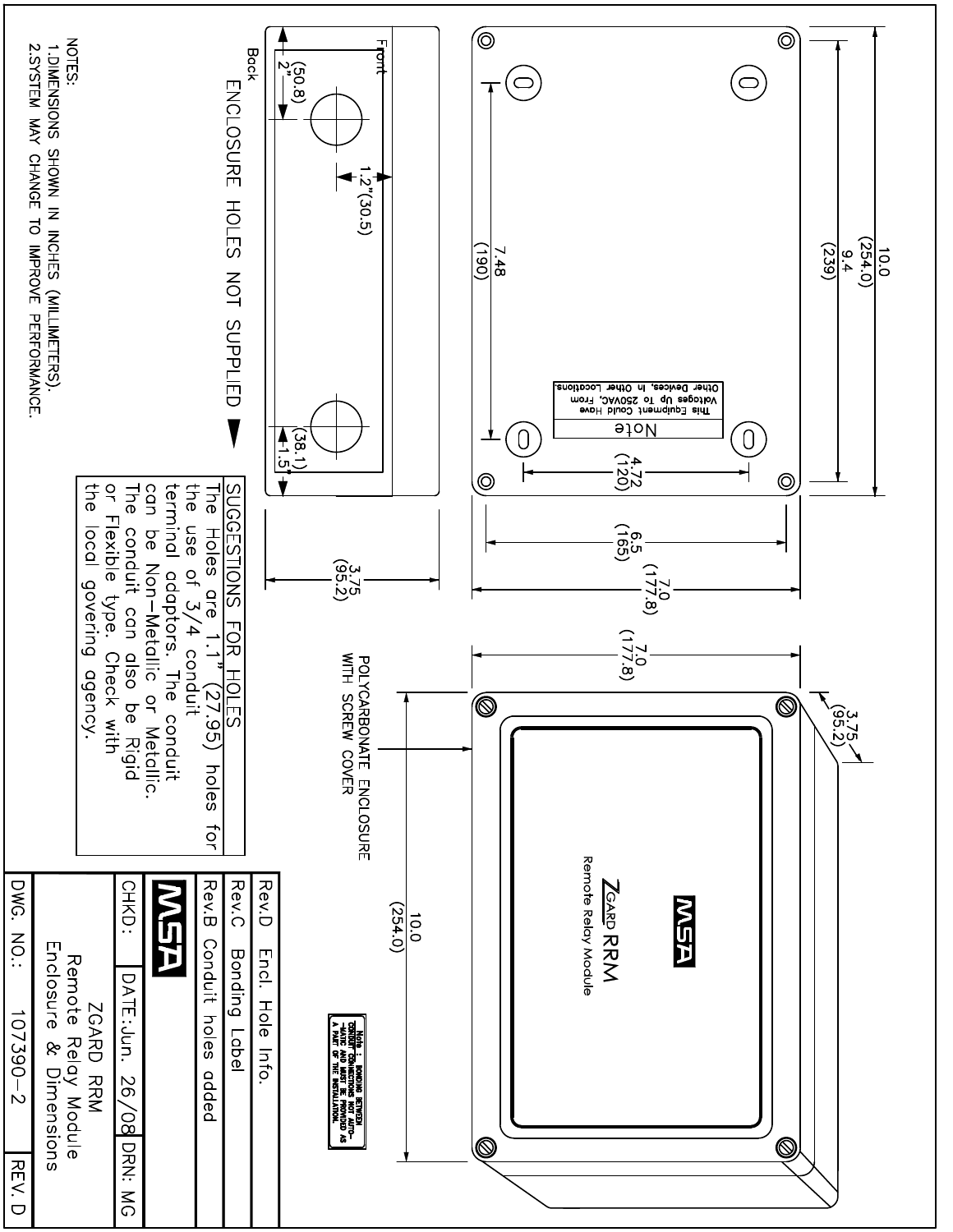ENCLOSURE HOLES NOT SUPPLIED ▼

Front

Back

2" (50.8)

1.2" (30.5)

1.5" (38.1)

3.75 (95.2)

10.0 (254.0)

9.4 (239)

7.48 (190)

4.72 (120)

6.5 (165)

7.0 (177.8)

Note

This Equipment Could Have Voltages Up To 250VAC, From Other Devices, In Other Locations.

7.0 (177.8)

3.75 (95.2)

10.0 (254.0)

POLYCARBONATE ENCLOSURE WITH SCREW COVER

MSA

ZGARD RRM

Remote Relay Module

Note : BONDING BETWEEN CONDUIT CONNECTIONS NOT AUTOMATIC AND MUST BE PROVIDED AS A PART OF THE INSTALLATION.

**SUGGESTIONS FOR HOLES**

The Holes are 1.1" (27.95) holes for the use of 3/4 conduit terminal adaptors. The conduit can be Non-Metalic or Metallic. The conduit can also be Rigid or Flexible type. Check with the local govering agency.

NOTES:

1. DIMENSIONS SHOWN IN INCHES (MILLIMETERS).
2. SYSTEM MAY CHANGE TO IMPROVE PERFORMANCE.

| | |
|---|---|
| Rev.D | Encl. Hole Info. |
| Rev.C | Bonding Label |
| Rev.B | Conduit holes added |
| MSA | |
| CHKD: | DATE: Jun. 26/08 DRN: MG |
| ZGARD RRM Remote Relay Module Enclosure & Dimensions | |
| DWG. NO.: 107390-2 | REV. D |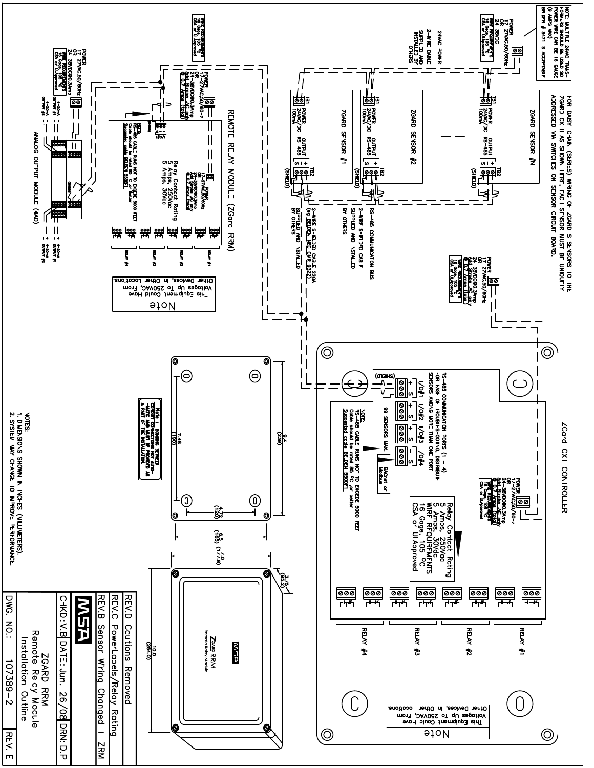FOR DAISY-CHAIN (SERIES) WIRING OF ZGARD S SENSORS TO THE ZGARD CX II AS SHOWN HERE, EACH SENSOR MUST BE UNIQUELY ADDRESSED VIA SWITCHES ON SENSOR CIRCUIT BOARD.

NOTE: MULTIPLE 24VAC TRANSFORMERS SHOULD BE USED SO POWER WIRE CAN BE 16 GAUGE (9 AMPS MAX) BELDEN # 8471 IS ACCEPTABLE

POWER 17-27VAC,50/60Hz OR 24-38VDC

WIRE REQUIREMENTS 16 Gage, 105 °C CSA or ULApproved

24VAC POWER 2-WIRE CABLE SUPPLIED AND INSTALLED BY OTHERS

ZGARD SENSOR #N

ZGARD SENSOR #2

ZGARD SENSOR #1

TB1 POWER 24VAC/DC 100mA

TB2 OUTPUT RS-485 + - S (SHIELD)

RS-485 COMMUNICATION BUS 2-WIRE SHIELDED CABLE SUPPLIED AND INSTALLED BY OTHERS

2-WIRE SHIELDED CABLE 22GA (e.g. BELDEN NEC CMR 9322) SUPPLIED AND INSTALLED BY OTHERS

## REMOTE RELAY MODULE (ZGard RRM)

POWER 17-27VAC,50/60Hz OR 24-38VDC@0.3Amp Add Strobe AC only @ 0.7 Amps (total)

WIRE REQUIREMENTS 16 Gage, 105 °C CSA or ULApproved

Relay Contact Rating 5 Amps, 250Vac 5 Amps, 30Vdc

NOTE: RS-485 CABLE RUNS NOT TO EXCEDE 5000 FEET Cable should be rated 85 °C or better Suggested cable BELDEN 5500FJ.

RELAY #1 RELAY #2 RELAY #3 RELAY #4

Note: This Equipment Could Have Voltages Up To 250VAC, From Other Devices, In Other Locations.

## ANALOG OUTPUT MODULE (4AO)

POWER 17-27VAC,50/60Hz OR 24-38VDC@0.3Amp

WIRE REQUIREMENTS 16 Gage, 105 °C CSA or ULApproved

4-20mA OUTPUT #1 4-20mA OUTPUT #2 4-20mA OUTPUT #3 4-20mA OUTPUT #4

## ZGard CXII CONTROLLER

POWER 17-27VAC,50/60Hz OR 24-38VDC@0.3Amp Add Strobe AC only @ 0.7 Amps (total)

WIRE REQUIREMENTS 16 Gage, 105 °C CSA or ULApproved

RS-485 COMMUNICATION PORTS (1 - 4) FOR EASE OF TROUBLESHOOTING, DISTRIBUTE SENSORS AMONG MORE THAN ONE PORT

I/O#1 I/O#2 I/O#3 I/O#4 + - S (SHIELD)

99 SENSORS MAX.

BACnet or Modbus

NOTE: RS-485 CABLE RUNS NOT TO EXCEDE 5000 FEET Cable should be rated 85 °C or better Suggested cable BELDEN 5500FJ.

Relay Contact Rating 5 Amps, 250Vac 5 Amps, 30Vdc WIRE REQUIREMENTS 16 Gage, 105 °C CSA or ULApproved

RELAY #1 RELAY #2 RELAY #3 RELAY #4

Note: This Equipment Could Have Voltages Up To 250VAC, From Other Devices, In Other Locations.

Note: BONDING BETWEEN CONDUIT CONNECTIONS NOT AUTOMATIC AND MUST BE PROVIDED AS A PART OF THE INSTALLATION.

9.4 (239)

7.48 (190)

4.72 (120)

6.5 (165)

7.0 (177.8)

3.75 (95.2)

10.0 (254.0)

MSA ZGARD RRM Remote Relay Module

NOTES:
1. DIMENSIONS SHOWN IN INCHES (MILLIMETERS).
2. SYSTEM MAY CHANGE TO IMPROVE PERFORMANCE.

| | | |
|---|---|---|
| REV.D Cautions Removed | | |
| REV.C PowerLabels/Relay Rating | | |
| REV.B Sensor Wiring Changed + ZRM | | |
| MSA | | |
| CHKD: V.B | DATE: Jun. 26/08 | DRN: D.P |
| ZGARD RRM Remote Relay Module Installation Outline | | |
| DWG. NO.: 107389-2 | | REV. E |